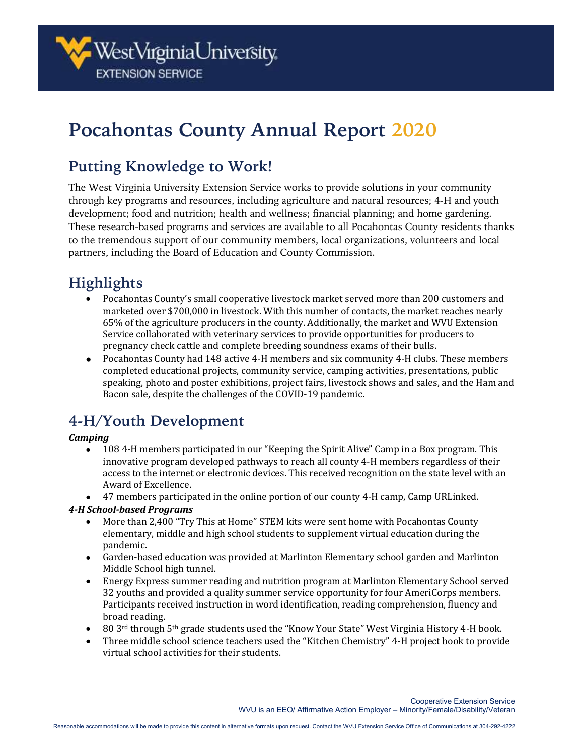# Pocahontas County Annual Report 2020

## Putting Knowledge to Work!

The West Virginia University Extension Service works to provide solutions in your community through key programs and resources, including agriculture and natural resources; 4-H and youth development; food and nutrition; health and wellness; financial planning; and home gardening. These research-based programs and services are available to all Pocahontas County residents thanks to the tremendous support of our community members, local organizations, volunteers and local partners, including the Board of Education and County Commission.

## Highlights

- Pocahontas County's small cooperative livestock market served more than 200 customers and marketed over $700,000 in livestock. With this number of contacts, the market reaches nearly 65% of the agriculture producers in the county. Additionally, the market and WVU Extension Service collaborated with veterinary services to provide opportunities for producers to pregnancy check cattle and complete breeding soundness exams of their bulls.
- Pocahontas County had 148 active 4-H members and six community 4-H clubs. These members completed educational projects, community service, camping activities, presentations, public speaking, photo and poster exhibitions, project fairs, livestock shows and sales, and the Ham and Bacon sale, despite the challenges of the COVID-19 pandemic.

## 4-H/Youth Development

***Camping***

- 108 4-H members participated in our "Keeping the Spirit Alive" Camp in a Box program. This innovative program developed pathways to reach all county 4-H members regardless of their access to the internet or electronic devices. This received recognition on the state level with an Award of Excellence.
- 47 members participated in the online portion of our county 4-H camp, Camp URLinked.

***4-H School-based Programs***

- More than 2,400 "Try This at Home" STEM kits were sent home with Pocahontas County elementary, middle and high school students to supplement virtual education during the pandemic.
- Garden-based education was provided at Marlinton Elementary school garden and Marlinton Middle School high tunnel.
- Energy Express summer reading and nutrition program at Marlinton Elementary School served 32 youths and provided a quality summer service opportunity for four AmeriCorps members. Participants received instruction in word identification, reading comprehension, fluency and broad reading.
- 80 3rd through 5th grade students used the "Know Your State" West Virginia History 4-H book.
- Three middle school science teachers used the "Kitchen Chemistry" 4-H project book to provide virtual school activities for their students.

Cooperative Extension Service
WVU is an EEO/ Affirmative Action Employer – Minority/Female/Disability/Veteran

Reasonable accommodations will be made to provide this content in alternative formats upon request. Contact the WVU Extension Service Office of Communications at 304-292-4222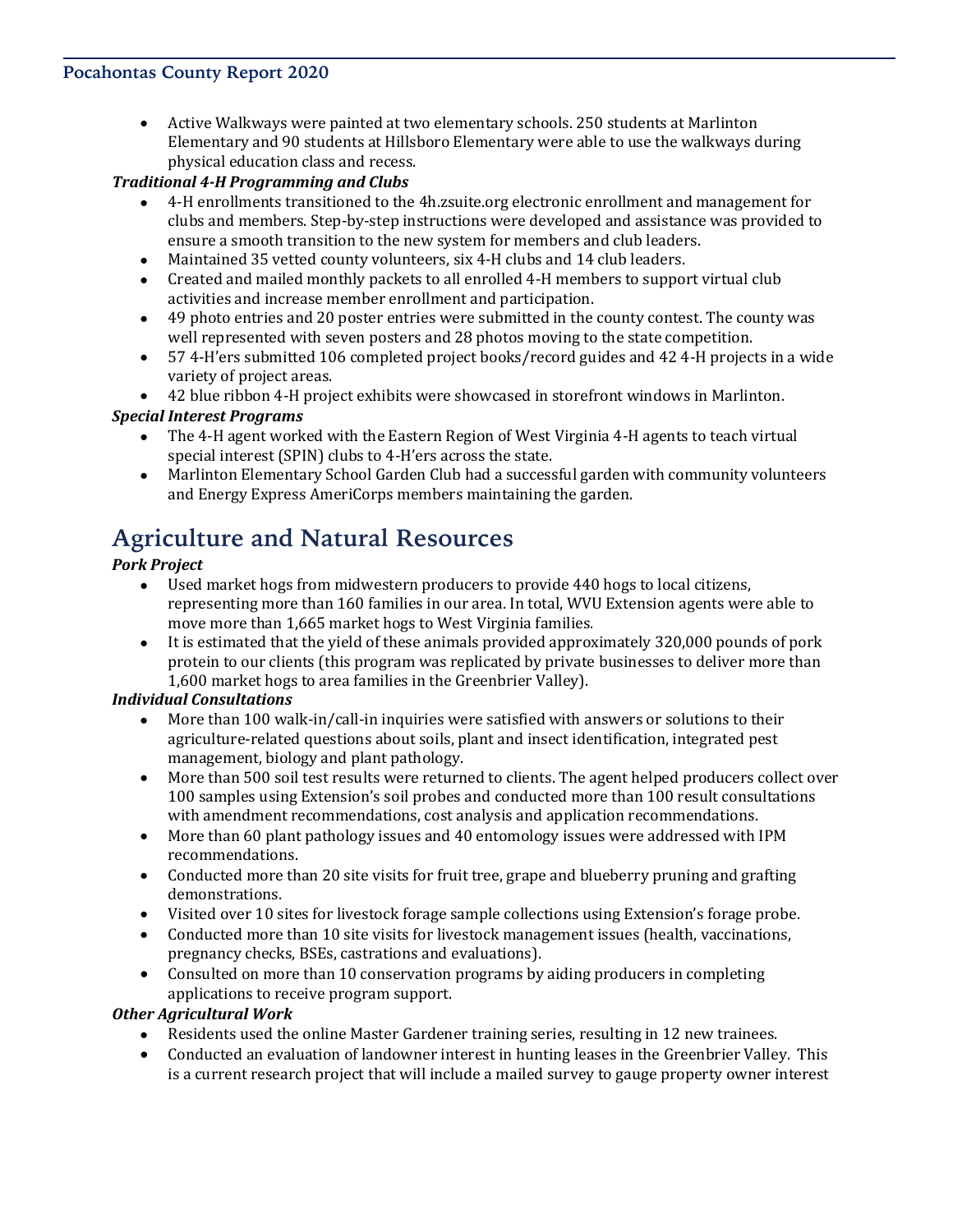- Active Walkways were painted at two elementary schools. 250 students at Marlinton Elementary and 90 students at Hillsboro Elementary were able to use the walkways during physical education class and recess.

***Traditional 4-H Programming and Clubs***

- 4-H enrollments transitioned to the 4h.zsuite.org electronic enrollment and management for clubs and members. Step-by-step instructions were developed and assistance was provided to ensure a smooth transition to the new system for members and club leaders.
- Maintained 35 vetted county volunteers, six 4-H clubs and 14 club leaders.
- Created and mailed monthly packets to all enrolled 4-H members to support virtual club activities and increase member enrollment and participation.
- 49 photo entries and 20 poster entries were submitted in the county contest. The county was well represented with seven posters and 28 photos moving to the state competition.
- 57 4-H'ers submitted 106 completed project books/record guides and 42 4-H projects in a wide variety of project areas.
- 42 blue ribbon 4-H project exhibits were showcased in storefront windows in Marlinton.

***Special Interest Programs***

- The 4-H agent worked with the Eastern Region of West Virginia 4-H agents to teach virtual special interest (SPIN) clubs to 4-H'ers across the state.
- Marlinton Elementary School Garden Club had a successful garden with community volunteers and Energy Express AmeriCorps members maintaining the garden.

# Agriculture and Natural Resources

***Pork Project***

- Used market hogs from midwestern producers to provide 440 hogs to local citizens, representing more than 160 families in our area. In total, WVU Extension agents were able to move more than 1,665 market hogs to West Virginia families.
- It is estimated that the yield of these animals provided approximately 320,000 pounds of pork protein to our clients (this program was replicated by private businesses to deliver more than 1,600 market hogs to area families in the Greenbrier Valley).

***Individual Consultations***

- More than 100 walk-in/call-in inquiries were satisfied with answers or solutions to their agriculture-related questions about soils, plant and insect identification, integrated pest management, biology and plant pathology.
- More than 500 soil test results were returned to clients. The agent helped producers collect over 100 samples using Extension's soil probes and conducted more than 100 result consultations with amendment recommendations, cost analysis and application recommendations.
- More than 60 plant pathology issues and 40 entomology issues were addressed with IPM recommendations.
- Conducted more than 20 site visits for fruit tree, grape and blueberry pruning and grafting demonstrations.
- Visited over 10 sites for livestock forage sample collections using Extension's forage probe.
- Conducted more than 10 site visits for livestock management issues (health, vaccinations, pregnancy checks, BSEs, castrations and evaluations).
- Consulted on more than 10 conservation programs by aiding producers in completing applications to receive program support.

***Other Agricultural Work***

- Residents used the online Master Gardener training series, resulting in 12 new trainees.
- Conducted an evaluation of landowner interest in hunting leases in the Greenbrier Valley. This is a current research project that will include a mailed survey to gauge property owner interest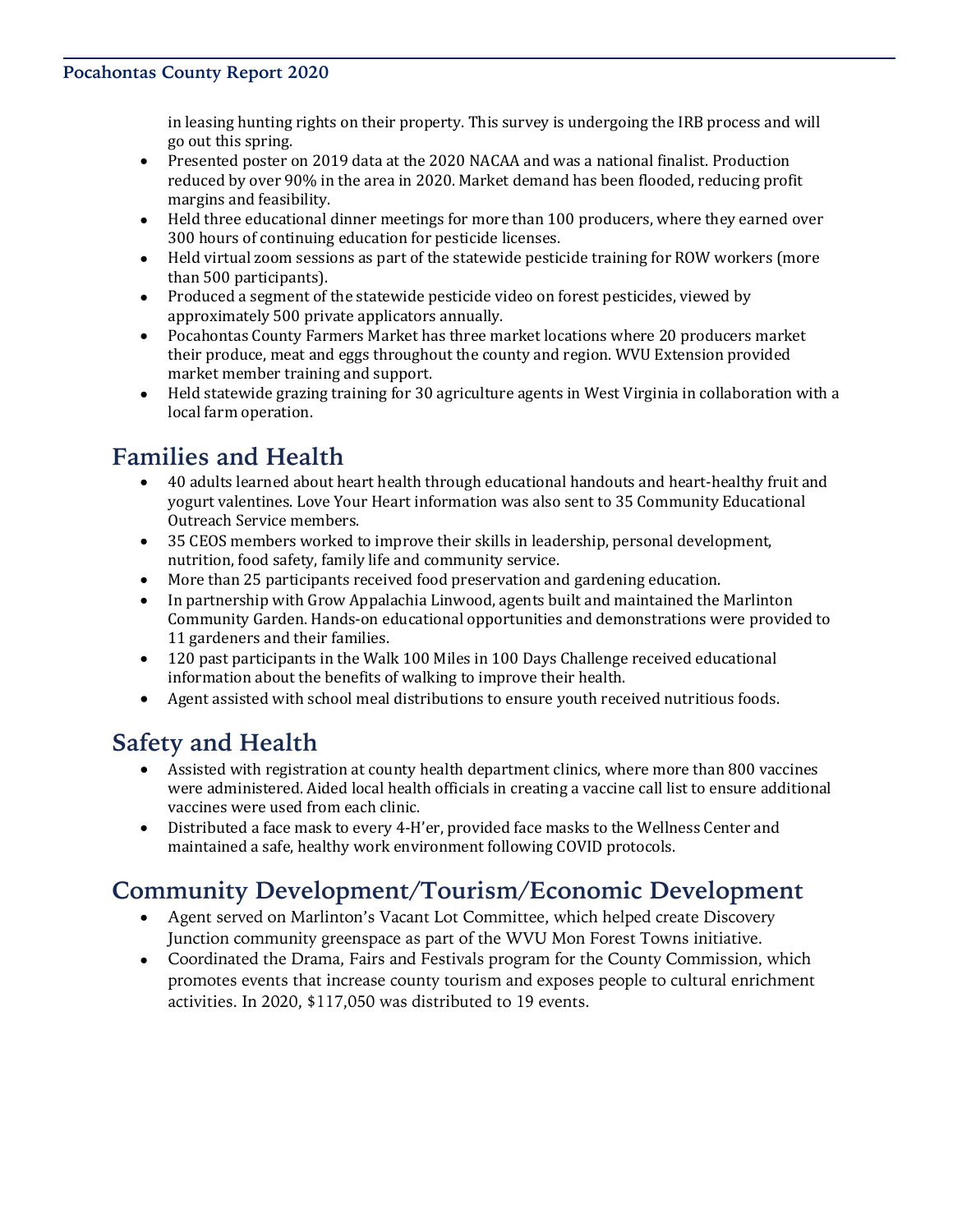in leasing hunting rights on their property. This survey is undergoing the IRB process and will go out this spring.

- Presented poster on 2019 data at the 2020 NACAA and was a national finalist. Production reduced by over 90% in the area in 2020. Market demand has been flooded, reducing profit margins and feasibility.
- Held three educational dinner meetings for more than 100 producers, where they earned over 300 hours of continuing education for pesticide licenses.
- Held virtual zoom sessions as part of the statewide pesticide training for ROW workers (more than 500 participants).
- Produced a segment of the statewide pesticide video on forest pesticides, viewed by approximately 500 private applicators annually.
- Pocahontas County Farmers Market has three market locations where 20 producers market their produce, meat and eggs throughout the county and region. WVU Extension provided market member training and support.
- Held statewide grazing training for 30 agriculture agents in West Virginia in collaboration with a local farm operation.

## Families and Health

- 40 adults learned about heart health through educational handouts and heart-healthy fruit and yogurt valentines. Love Your Heart information was also sent to 35 Community Educational Outreach Service members.
- 35 CEOS members worked to improve their skills in leadership, personal development, nutrition, food safety, family life and community service.
- More than 25 participants received food preservation and gardening education.
- In partnership with Grow Appalachia Linwood, agents built and maintained the Marlinton Community Garden. Hands-on educational opportunities and demonstrations were provided to 11 gardeners and their families.
- 120 past participants in the Walk 100 Miles in 100 Days Challenge received educational information about the benefits of walking to improve their health.
- Agent assisted with school meal distributions to ensure youth received nutritious foods.

## Safety and Health

- Assisted with registration at county health department clinics, where more than 800 vaccines were administered. Aided local health officials in creating a vaccine call list to ensure additional vaccines were used from each clinic.
- Distributed a face mask to every 4-H'er, provided face masks to the Wellness Center and maintained a safe, healthy work environment following COVID protocols.

## Community Development/Tourism/Economic Development

- Agent served on Marlinton's Vacant Lot Committee, which helped create Discovery Junction community greenspace as part of the WVU Mon Forest Towns initiative.
- Coordinated the Drama, Fairs and Festivals program for the County Commission, which promotes events that increase county tourism and exposes people to cultural enrichment activities. In 2020, $117,050 was distributed to 19 events.